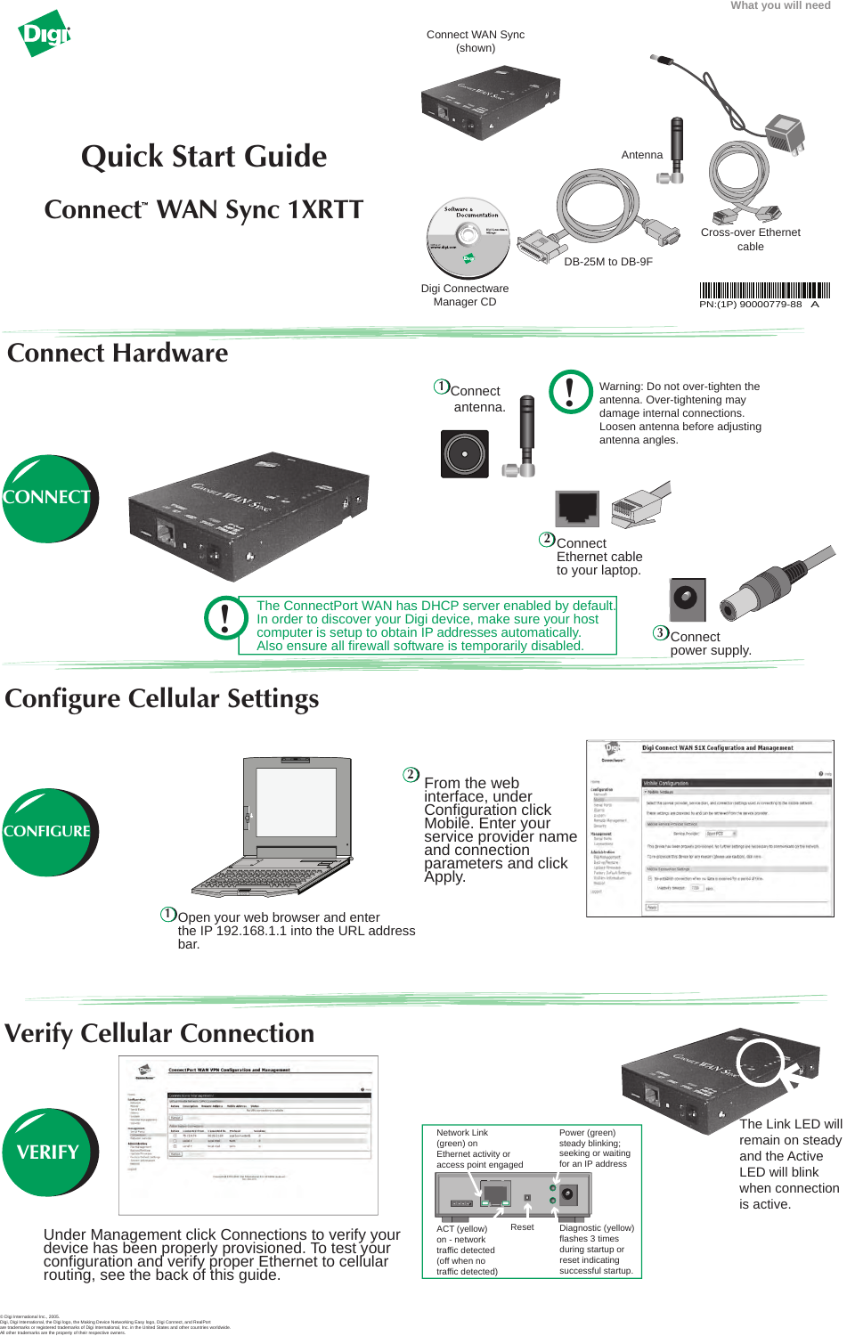What you will need

# Quick Start Guide

## Connect™ WAN Sync 1XRTT

Connect WAN Sync (shown)

Antenna

Cross-over Ethernet cable

DB-25M to DB-9F

Digi Connectware Manager CD

PN:(1P) 90000779-88 A

## Connect Hardware

CONNECT

1. Connect antenna.

Warning: Do not over-tighten the antenna. Over-tightening may damage internal connections. Loosen antenna before adjusting antenna angles.

2. Connect Ethernet cable to your laptop.

3. Connect power supply.

The ConnectPort WAN has DHCP server enabled by default. In order to discover your Digi device, make sure your host computer is setup to obtain IP addresses automatically. Also ensure all firewall software is temporarily disabled.

## Configure Cellular Settings

CONFIGURE

1. Open your web browser and enter the IP 192.168.1.1 into the URL address bar.

2. From the web interface, under Configuration click Mobile. Enter your service provider name and connection parameters and click Apply.

## Verify Cellular Connection

VERIFY

Under Management click Connections to verify your device has been properly provisioned. To test your configuration and verify proper Ethernet to cellular routing, see the back of this guide.

Network Link (green) on Ethernet activity or access point engaged

Power (green) steady blinking; seeking or waiting for an IP address

ACT (yellow) on - network traffic detected (off when no traffic detected)

Reset

Diagnostic (yellow) flashes 3 times during startup or reset indicating successful startup.

The Link LED will remain on steady and the Active LED will blink when connection is active.

© Digi International Inc., 2005.
Digi, Digi International, the Digi logo, the Making Device Networking Easy logo, Digi Connect, and RealPort are trademarks or registered trademarks of Digi International, Inc. in the United States and other countries worldwide. All other trademarks are the property of their respective owners.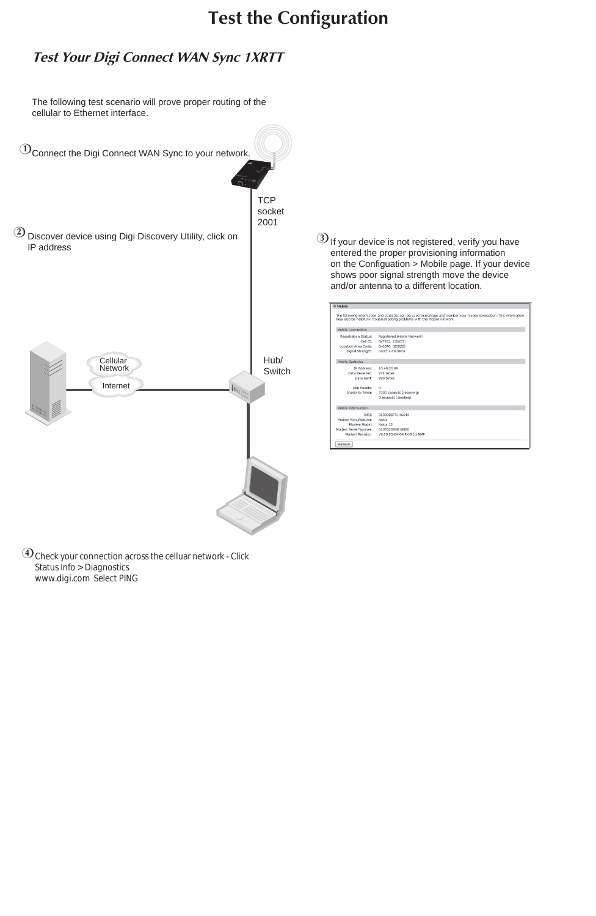# Test the Configuration

## *Test Your Digi Connect WAN Sync 1XRTT*

The following test scenario will prove proper routing of the cellular to Ethernet interface.

1. Connect the Digi Connect WAN Sync to your network.

TCP socket 2001

2. Discover device using Digi Discovery Utility, click on IP address

3. If your device is not registered, verify you have entered the proper provisioning information on the Configuation > Mobile page. If your device shows poor signal strength move the device and/or antenna to a different location.

Cellular Network

Internet

Hub/ Switch

4. Check your connection across the celluar network - Click Status Info > Diagnostics www.digi.com Select PING